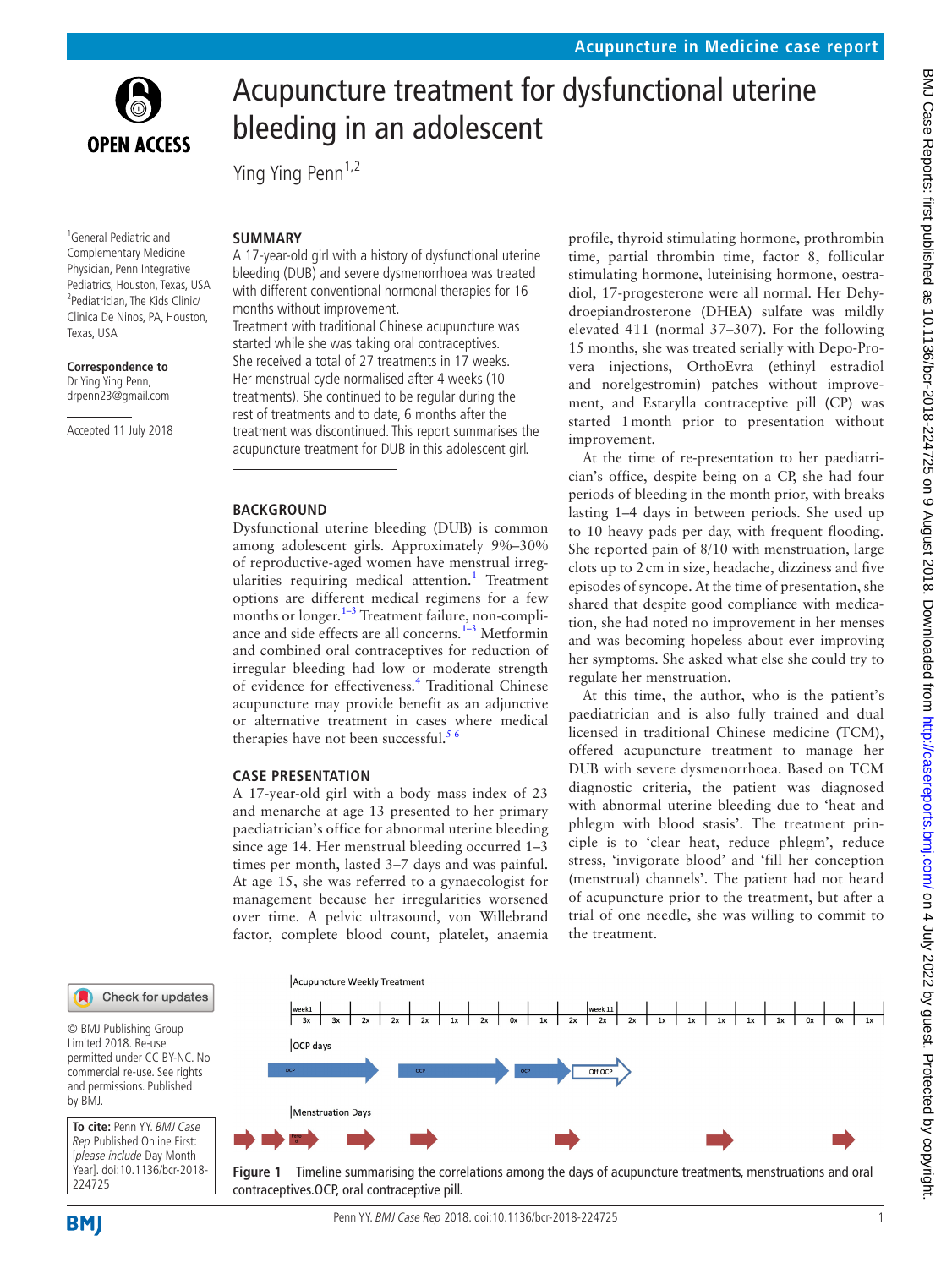# Acupuncture treatment for dysfunctional uterine bleeding in an adolescent

Ying Ying Penn[1,2]

[1]General Pediatric and Complementary Medicine Physician, Penn Integrative Pediatrics, Houston, Texas, USA
[2]Pediatrician, The Kids Clinic/ Clinica De Ninos, PA, Houston, Texas, USA

**Correspondence to**
Dr Ying Ying Penn, drpenn23@gmail.com

Accepted 11 July 2018

## SUMMARY

A 17-year-old girl with a history of dysfunctional uterine bleeding (DUB) and severe dysmenorrhoea was treated with different conventional hormonal therapies for 16 months without improvement.

Treatment with traditional Chinese acupuncture was started while she was taking oral contraceptives. She received a total of 27 treatments in 17 weeks. Her menstrual cycle normalised after 4 weeks (10 treatments). She continued to be regular during the rest of treatments and to date, 6 months after the treatment was discontinued. This report summarises the acupuncture treatment for DUB in this adolescent girl.

## BACKGROUND

Dysfunctional uterine bleeding (DUB) is common among adolescent girls. Approximately 9%–30% of reproductive-aged women have menstrual irregularities requiring medical attention.[1] Treatment options are different medical regimens for a few months or longer.[1–3] Treatment failure, non-compliance and side effects are all concerns.[1–3] Metformin and combined oral contraceptives for reduction of irregular bleeding had low or moderate strength of evidence for effectiveness.[4] Traditional Chinese acupuncture may provide benefit as an adjunctive or alternative treatment in cases where medical therapies have not been successful.[5 6]

## CASE PRESENTATION

A 17-year-old girl with a body mass index of 23 and menarche at age 13 presented to her primary paediatrician's office for abnormal uterine bleeding since age 14. Her menstrual bleeding occurred 1–3 times per month, lasted 3–7 days and was painful. At age 15, she was referred to a gynaecologist for management because her irregularities worsened over time. A pelvic ultrasound, von Willebrand factor, complete blood count, platelet, anaemia profile, thyroid stimulating hormone, prothrombin time, partial thrombin time, factor 8, follicular stimulating hormone, luteinising hormone, oestradiol, 17-progesterone were all normal. Her Dehydroepiandrosterone (DHEA) sulfate was mildly elevated 411 (normal 37–307). For the following 15 months, she was treated serially with Depo-Provera injections, OrthoEvra (ethinyl estradiol and norelgestromin) patches without improvement, and Estarylla contraceptive pill (CP) was started 1 month prior to presentation without improvement.

At the time of re-presentation to her paediatrician's office, despite being on a CP, she had four periods of bleeding in the month prior, with breaks lasting 1–4 days in between periods. She used up to 10 heavy pads per day, with frequent flooding. She reported pain of 8/10 with menstruation, large clots up to 2 cm in size, headache, dizziness and five episodes of syncope. At the time of presentation, she shared that despite good compliance with medication, she had noted no improvement in her menses and was becoming hopeless about ever improving her symptoms. She asked what else she could try to regulate her menstruation.

At this time, the author, who is the patient's paediatrician and is also fully trained and dual licensed in traditional Chinese medicine (TCM), offered acupuncture treatment to manage her DUB with severe dysmenorrhoea. Based on TCM diagnostic criteria, the patient was diagnosed with abnormal uterine bleeding due to 'heat and phlegm with blood stasis'. The treatment principle is to 'clear heat, reduce phlegm', reduce stress, 'invigorate blood' and 'fill her conception (menstrual) channels'. The patient had not heard of acupuncture prior to the treatment, but after a trial of one needle, she was willing to commit to the treatment.

Figure 1 Timeline summarising the correlations among the days of acupuncture treatments, menstruations and oral contraceptives.OCP, oral contraceptive pill.

© BMJ Publishing Group Limited 2018. Re-use permitted under CC BY-NC. No commercial re-use. See rights and permissions. Published by BMJ.

**To cite:** Penn YY. *BMJ Case Rep* Published Online First: [*please include* Day Month Year]. doi:10.1136/bcr-2018-224725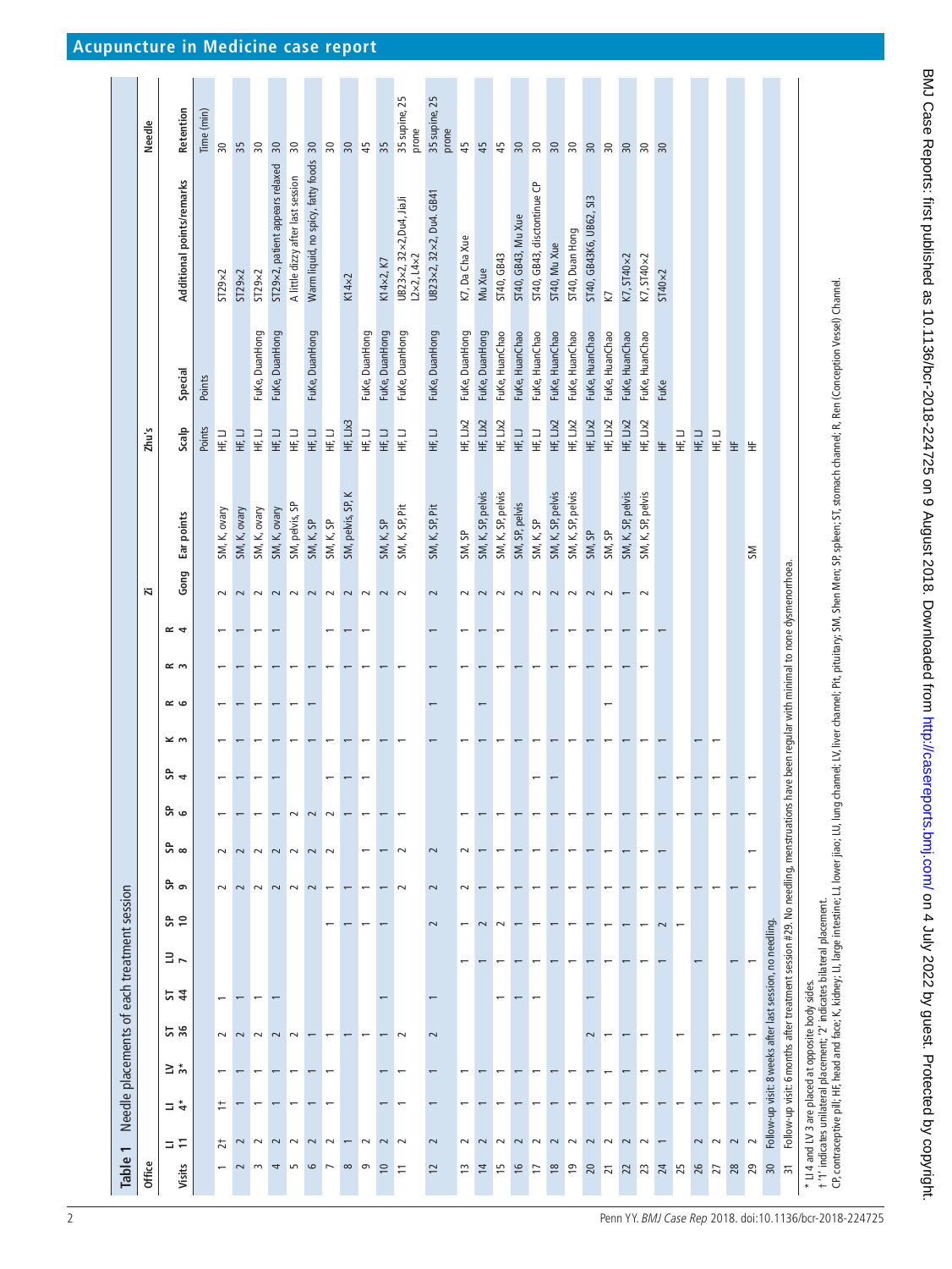**Table 1** Needle placements of each treatment session

| Office | | | | | | | | | | | | | | | | Zi | | Zhu's | | | Needle |
|---|---|---|---|---|---|---|---|---|---|---|---|---|---|---|---|---|---|---|---|---|---|
| Visits | LI 11 | LI 4* | LV 3* | ST 36 | ST 44 | LU 7 | SP 10 | SP 9 | SP 8 | SP 6 | SP 4 | K 3 | R 6 | R 3 | R 4 | Gong | Ear points | Scalp | Special | Additional points/remarks | Retention |
| | | | | | | | | | | | | | | | | | | Points | Points | | Time (min) |
| 1 | 2† | 1† | 1 | 2 | 1 | | | 2 | 2 | 1 | 1 | 1 | 1 | 1 | 1 | 2 | SM, K, ovary | HF, LJ | | ST29×2 | 30 |
| 2 | 2 | 1 | 1 | 2 | 1 | | | 2 | 2 | 1 | 1 | 1 | 1 | 1 | 1 | 2 | SM, K, ovary | HF, LJ | | ST29×2 | 35 |
| 3 | 2 | 1 | 1 | 2 | 1 | | | 2 | 2 | 1 | 1 | 1 | 1 | 1 | 1 | 2 | SM, K, ovary | HF, LJ | FuKe, DuanHong | ST29×2 | 30 |
| 4 | 2 | 1 | 1 | 2 | 1 | | | 2 | 2 | 1 | 1 | 1 | 1 | 1 | 1 | 2 | SM, K, ovary | HF, LJ | FuKe, DuanHong | ST29×2, patient appears relaxed | 30 |
| 5 | 2 | 1 | 1 | 2 | | | | 2 | 2 | 2 | | 1 | 1 | 1 | | 2 | SM, pelvis, SP | HF, LJ | | A little dizzy after last session | 30 |
| 6 | 2 | 1 | 1 | 1 | | | | 2 | 2 | 2 | | 1 | 1 | 1 | | 2 | SM, K, SP | HF, LJ | FuKe, DuanHong | Warm liquid, no spicy, fatty foods | 30 |
| 7 | 2 | 1 | 1 | 1 | | | 1 | 1 | 2 | 2 | 1 | 1 | | 1 | 1 | 2 | SM, K, SP | HF, LJ | | | 30 |
| 8 | 1 | | 1 | 1 | | | 1 | | | 1 | 1 | 1 | | 1 | 1 | 2 | SM, pelvis, SP, K | HF, LJ×3 | | K14×2 | 30 |
| 9 | 2 | | | 1 | | | 1 | 1 | 1 | 1 | 1 | 1 | | 1 | 1 | 2 | | HF, LJ | FuKe, DuanHong | | 45 |
| 10 | 2 | 1 | 1 | 1 | 1 | | 1 | 1 | 1 | 1 | | 1 | | 1 | | 2 | SM, K, SP | HF, LJ | FuKe, DuanHong | K14×2, K7 | 35 |
| 11 | 2 | 1 | 1 | 2 | | | | 2 | 2 | 1 | | 1 | | 1 | | 2 | SM, K, SP, Pit | HF, LJ | FuKe, DuanHong | UB23×2, 32×2, Du4, Jia Ji L2×2, L4×2 | 35 supine, 25 prone |
| 12 | 2 | 1 | 1 | 2 | 1 | | 2 | 2 | 2 | | | 1 | 1 | 1 | 1 | 2 | SM, K, SP, Pit | HF, LJ | FuKe, DuanHong | UB23×2, 32×2, Du4, GB41 | 35 supine, 25 prone |
| 13 | 2 | 1 | 1 | | | 1 | 1 | 2 | 2 | 1 | | 1 | | 1 | 1 | 2 | SM, SP | HF, LJ×2 | FuKe, DuanHong | K7, Da Cha Xue | 45 |
| 14 | 2 | 1 | 1 | | | 1 | 2 | 1 | 1 | 1 | | 1 | 1 | 1 | 1 | 2 | SM, K, SP, pelvis | HF, LJ×2 | FuKe, DuanHong | Mu Xue | 45 |
| 15 | 2 | 1 | 1 | | 1 | 1 | 2 | 1 | 1 | 1 | | 1 | | 1 | 1 | 2 | SM, K, SP, pelvis | HF, LJ×2 | FuKe, HuanChao | ST40, GB43 | 45 |
| 16 | 2 | 1 | 1 | | 1 | 1 | 1 | 1 | 1 | 1 | | 1 | | 1 | | 2 | SM, SP, pelvis | HF, LJ | FuKe, HuanChao | ST40, GB43, Mu Xue | 30 |
| 17 | 2 | 1 | 1 | | 1 | 1 | 1 | 1 | 1 | 1 | 1 | 1 | | 1 | | 2 | SM, K, SP | HF, LJ | FuKe, HuanChao | ST40, GB43, discontinue CP | 30 |
| 18 | 2 | 1 | 1 | | | 1 | 1 | 1 | 1 | 1 | 1 | 1 | | 1 | 1 | 2 | SM, K, SP, pelvis | HF, LJ×2 | FuKe, HuanChao | ST40, Mu Xue | 30 |
| 19 | 2 | 1 | 1 | | | 1 | 1 | 1 | 1 | 1 | | 1 | | 1 | 1 | 2 | SM, K, SP, pelvis | HF, LJ×2 | FuKe, HuanChao | ST40, Duan Hong | 30 |
| 20 | 2 | 1 | 1 | 2 | 1 | 1 | 1 | 1 | 1 | 1 | | 1 | | 1 | 1 | 2 | SM, SP | HF, LJ×2 | FuKe, HuanChao | ST40, GB43K6, UB62, SI3 | 30 |
| 21 | 2 | 1 | 1 | 1 | | 1 | 1 | 1 | 1 | 1 | | 1 | 1 | 1 | 1 | 2 | SM, SP | HF, LJ×2 | FuKe, HuanChao | K7 | 30 |
| 22 | 2 | 1 | 1 | 1 | | 1 | 1 | 1 | 1 | 1 | | 1 | | 1 | 1 | 1 | SM, K, SP, pelvis | HF, LJ×2 | FuKe, HuanChao | K7, ST40×2 | 30 |
| 23 | 2 | 1 | 1 | 1 | | 1 | 1 | 1 | 1 | 1 | | 1 | | 1 | 1 | 2 | SM, K, SP, pelvis | HF, LJ×2 | FuKe, HuanChao | K7, ST40×2 | 30 |
| 24 | 1 | 1 | 1 | | | 1 | 2 | 1 | 1 | 1 | 1 | 1 | | | 1 | | | HF | FuKe | ST40×2 | 30 |
| 25 | | 1 | | 1 | | | 1 | 1 | 1 | 1 | 1 | | | | | | | HF, LJ | | | |
| 26 | 2 | 1 | 1 | | | 1 | | 1 | 1 | 1 | 1 | 1 | | | | | | HF, LJ | | | |
| 27 | 2 | 1 | 1 | 1 | | | | 1 | 1 | 1 | 1 | 1 | | | | | | HF, LJ | | | |
| 28 | 2 | 1 | 1 | 1 | | 1 | | 1 | 1 | 1 | 1 | | | | | | | HF | | | |
| 29 | 2 | 1 | 1 | 1 | | | | 1 | 1 | | 1 | | | | | | SM | HF | | | |
| 30 | Follow-up visit: 8 weeks after last session, no needling. | | | | | | | | | | | | | | | | | | | | |
| 31 | Follow-up visit: 6 months after treatment session #29. No needling, menstruations have been regular with minimal to none dysmenorrhoea. | | | | | | | | | | | | | | | | | | | | |

\* LI 4 and LV 3 are placed at opposite body sides.
† '1' indicates unilateral placement; '2' indicates bilateral placement.
CP, contraceptive pill; HF, head and face; K, kidney; LI, large intestine; LJ, lower jiao; LU, lung channel; LV, liver channel; Pit, pituitary; SM, Shen Men; SP, spleen; ST, stomach channel; R, Ren (Conception Vessel) Channel.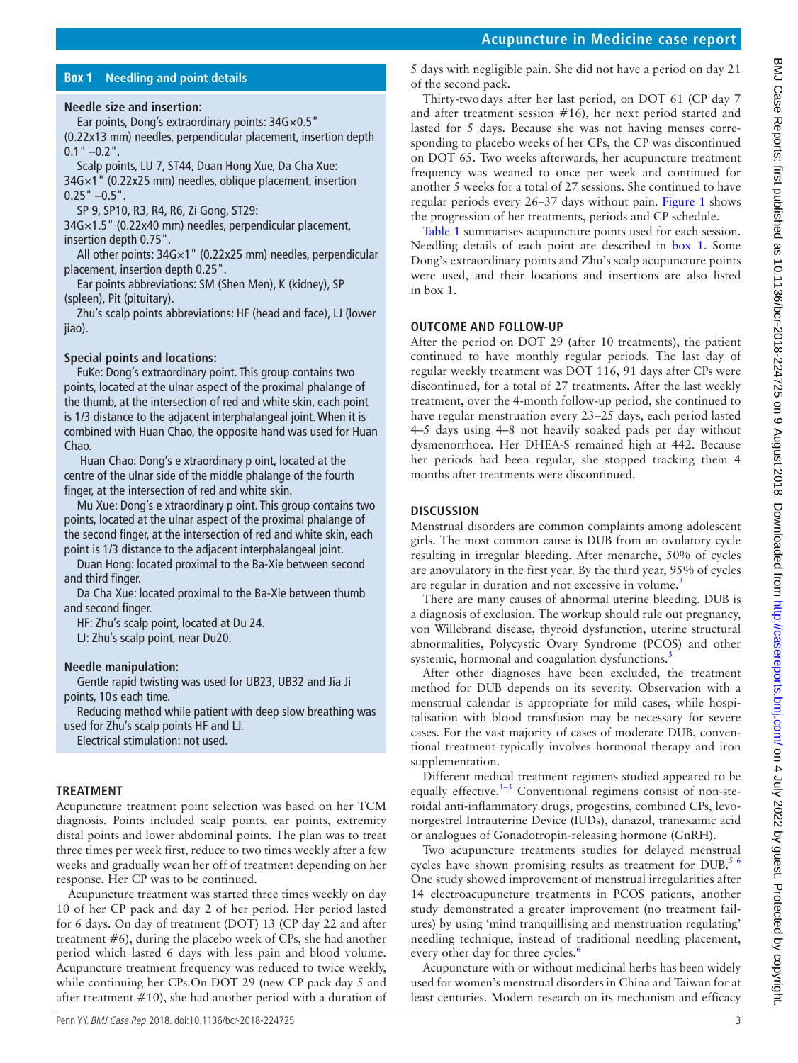## Box 1 Needling and point details

**Needle size and insertion:**

Ear points, Dong's extraordinary points: 34G×0.5" (0.22x13 mm) needles, perpendicular placement, insertion depth 0.1" –0.2".

Scalp points, LU 7, ST44, Duan Hong Xue, Da Cha Xue: 34G×1" (0.22x25 mm) needles, oblique placement, insertion 0.25" –0.5".

SP 9, SP10, R3, R4, R6, Zi Gong, ST29: 34G×1.5" (0.22x40 mm) needles, perpendicular placement, insertion depth 0.75".

All other points: 34G×1" (0.22x25 mm) needles, perpendicular placement, insertion depth 0.25".

Ear points abbreviations: SM (Shen Men), K (kidney), SP (spleen), Pit (pituitary).

Zhu's scalp points abbreviations: HF (head and face), LJ (lower jiao).

**Special points and locations:**

FuKe: Dong's extraordinary point. This group contains two points, located at the ulnar aspect of the proximal phalange of the thumb, at the intersection of red and white skin, each point is 1/3 distance to the adjacent interphalangeal joint. When it is combined with Huan Chao, the opposite hand was used for Huan Chao.

Huan Chao: Dong's e xtraordinary p oint, located at the centre of the ulnar side of the middle phalange of the fourth finger, at the intersection of red and white skin.

Mu Xue: Dong's e xtraordinary p oint. This group contains two points, located at the ulnar aspect of the proximal phalange of the second finger, at the intersection of red and white skin, each point is 1/3 distance to the adjacent interphalangeal joint.

Duan Hong: located proximal to the Ba-Xie between second and third finger.

Da Cha Xue: located proximal to the Ba-Xie between thumb and second finger.

HF: Zhu's scalp point, located at Du 24.

LJ: Zhu's scalp point, near Du20.

**Needle manipulation:**

Gentle rapid twisting was used for UB23, UB32 and Jia Ji points, 10 s each time.

Reducing method while patient with deep slow breathing was used for Zhu's scalp points HF and LJ.

Electrical stimulation: not used.

## TREATMENT

Acupuncture treatment point selection was based on her TCM diagnosis. Points included scalp points, ear points, extremity distal points and lower abdominal points. The plan was to treat three times per week first, reduce to two times weekly after a few weeks and gradually wean her off of treatment depending on her response. Her CP was to be continued.

Acupuncture treatment was started three times weekly on day 10 of her CP pack and day 2 of her period. Her period lasted for 6 days. On day of treatment (DOT) 13 (CP day 22 and after treatment #6), during the placebo week of CPs, she had another period which lasted 6 days with less pain and blood volume. Acupuncture treatment frequency was reduced to twice weekly, while continuing her CPs.On DOT 29 (new CP pack day 5 and after treatment #10), she had another period with a duration of 5 days with negligible pain. She did not have a period on day 21 of the second pack.

Thirty-two days after her last period, on DOT 61 (CP day 7 and after treatment session #16), her next period started and lasted for 5 days. Because she was not having menses corresponding to placebo weeks of her CPs, the CP was discontinued on DOT 65. Two weeks afterwards, her acupuncture treatment frequency was weaned to once per week and continued for another 5 weeks for a total of 27 sessions. She continued to have regular periods every 26–37 days without pain. Figure 1 shows the progression of her treatments, periods and CP schedule.

Table 1 summarises acupuncture points used for each session. Needling details of each point are described in box 1. Some Dong's extraordinary points and Zhu's scalp acupuncture points were used, and their locations and insertions are also listed in box 1.

## OUTCOME AND FOLLOW-UP

After the period on DOT 29 (after 10 treatments), the patient continued to have monthly regular periods. The last day of regular weekly treatment was DOT 116, 91 days after CPs were discontinued, for a total of 27 treatments. After the last weekly treatment, over the 4-month follow-up period, she continued to have regular menstruation every 23–25 days, each period lasted 4–5 days using 4–8 not heavily soaked pads per day without dysmenorrhoea. Her DHEA-S remained high at 442. Because her periods had been regular, she stopped tracking them 4 months after treatments were discontinued.

## DISCUSSION

Menstrual disorders are common complaints among adolescent girls. The most common cause is DUB from an ovulatory cycle resulting in irregular bleeding. After menarche, 50% of cycles are anovulatory in the first year. By the third year, 95% of cycles are regular in duration and not excessive in volume.[3]

There are many causes of abnormal uterine bleeding. DUB is a diagnosis of exclusion. The workup should rule out pregnancy, von Willebrand disease, thyroid dysfunction, uterine structural abnormalities, Polycystic Ovary Syndrome (PCOS) and other systemic, hormonal and coagulation dysfunctions.[3]

After other diagnoses have been excluded, the treatment method for DUB depends on its severity. Observation with a menstrual calendar is appropriate for mild cases, while hospitalisation with blood transfusion may be necessary for severe cases. For the vast majority of cases of moderate DUB, conventional treatment typically involves hormonal therapy and iron supplementation.

Different medical treatment regimens studied appeared to be equally effective.[1–3] Conventional regimens consist of non-steroidal anti-inflammatory drugs, progestins, combined CPs, levonorgestrel Intrauterine Device (IUDs), danazol, tranexamic acid or analogues of Gonadotropin-releasing hormone (GnRH).

Two acupuncture treatments studies for delayed menstrual cycles have shown promising results as treatment for DUB.[5 6] One study showed improvement of menstrual irregularities after 14 electroacupuncture treatments in PCOS patients, another study demonstrated a greater improvement (no treatment failures) by using 'mind tranquillising and menstruation regulating' needling technique, instead of traditional needling placement, every other day for three cycles.[6]

Acupuncture with or without medicinal herbs has been widely used for women's menstrual disorders in China and Taiwan for at least centuries. Modern research on its mechanism and efficacy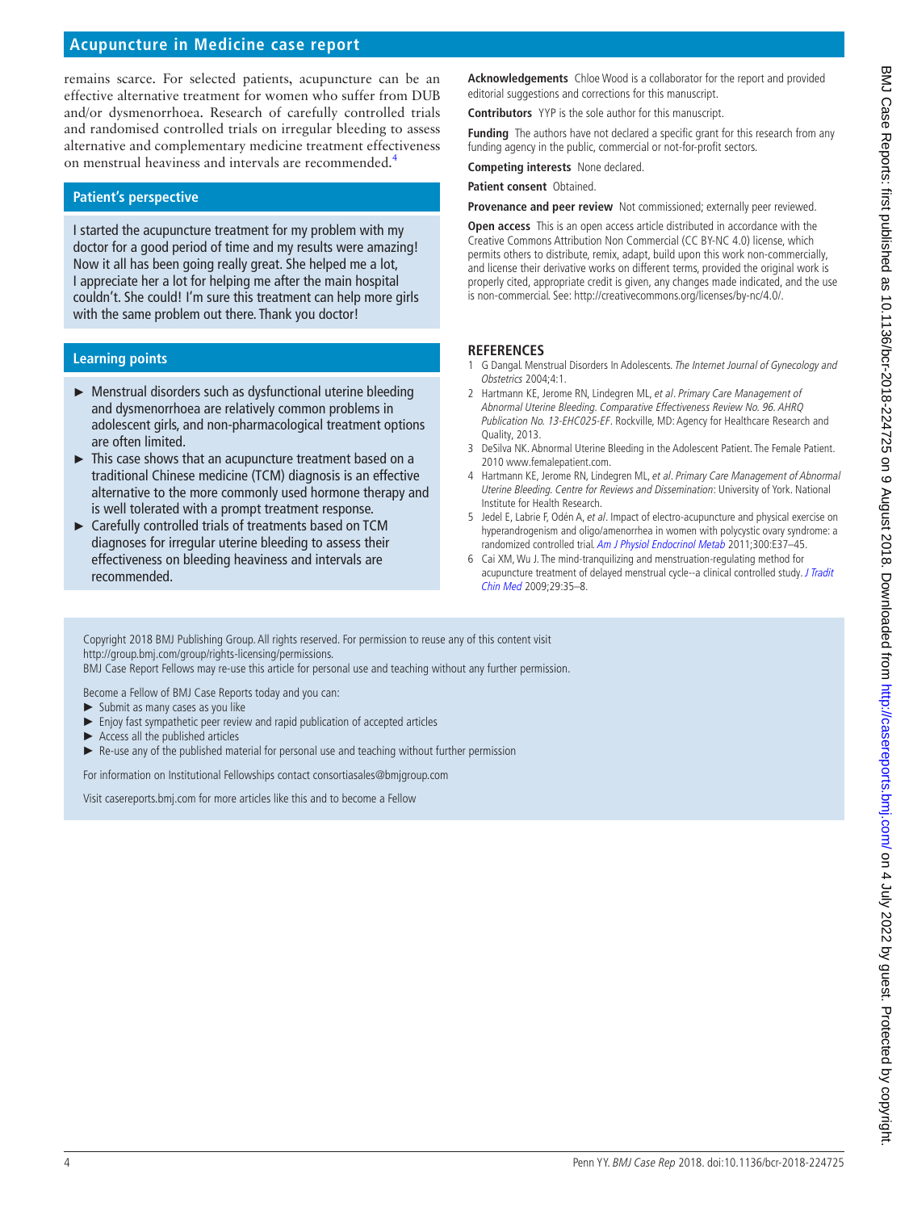remains scarce. For selected patients, acupuncture can be an effective alternative treatment for women who suffer from DUB and/or dysmenorrhoea. Research of carefully controlled trials and randomised controlled trials on irregular bleeding to assess alternative and complementary medicine treatment effectiveness on menstrual heaviness and intervals are recommended.[4]

## Patient's perspective

I started the acupuncture treatment for my problem with my doctor for a good period of time and my results were amazing! Now it all has been going really great. She helped me a lot, I appreciate her a lot for helping me after the main hospital couldn't. She could! I'm sure this treatment can help more girls with the same problem out there. Thank you doctor!

## Learning points

- Menstrual disorders such as dysfunctional uterine bleeding and dysmenorrhoea are relatively common problems in adolescent girls, and non-pharmacological treatment options are often limited.
- This case shows that an acupuncture treatment based on a traditional Chinese medicine (TCM) diagnosis is an effective alternative to the more commonly used hormone therapy and is well tolerated with a prompt treatment response.
- Carefully controlled trials of treatments based on TCM diagnoses for irregular uterine bleeding to assess their effectiveness on bleeding heaviness and intervals are recommended.

**Acknowledgements** Chloe Wood is a collaborator for the report and provided editorial suggestions and corrections for this manuscript.

**Contributors** YYP is the sole author for this manuscript.

**Funding** The authors have not declared a specific grant for this research from any funding agency in the public, commercial or not-for-profit sectors.

**Competing interests** None declared.

**Patient consent** Obtained.

**Provenance and peer review** Not commissioned; externally peer reviewed.

**Open access** This is an open access article distributed in accordance with the Creative Commons Attribution Non Commercial (CC BY-NC 4.0) license, which permits others to distribute, remix, adapt, build upon this work non-commercially, and license their derivative works on different terms, provided the original work is properly cited, appropriate credit is given, any changes made indicated, and the use is non-commercial. See: http://creativecommons.org/licenses/by-nc/4.0/.

## REFERENCES

1. G Dangal. Menstrual Disorders In Adolescents. *The Internet Journal of Gynecology and Obstetrics* 2004;4:1.
2. Hartmann KE, Jerome RN, Lindegren ML, *et al*. *Primary Care Management of Abnormal Uterine Bleeding. Comparative Effectiveness Review No. 96. AHRQ Publication No. 13-EHC025-EF*. Rockville, MD: Agency for Healthcare Research and Quality, 2013.
3. DeSilva NK. Abnormal Uterine Bleeding in the Adolescent Patient. The Female Patient. 2010 www.femalepatient.com.
4. Hartmann KE, Jerome RN, Lindegren ML, *et al*. *Primary Care Management of Abnormal Uterine Bleeding. Centre for Reviews and Dissemination*: University of York. National Institute for Health Research.
5. Jedel E, Labrie F, Odén A, *et al*. Impact of electro-acupuncture and physical exercise on hyperandrogenism and oligo/amenorrhea in women with polycystic ovary syndrome: a randomized controlled trial. *Am J Physiol Endocrinol Metab* 2011;300:E37–45.
6. Cai XM, Wu J. The mind-tranquilizing and menstruation-regulating method for acupuncture treatment of delayed menstrual cycle--a clinical controlled study. *J Tradit Chin Med* 2009;29:35–8.

Copyright 2018 BMJ Publishing Group. All rights reserved. For permission to reuse any of this content visit http://group.bmj.com/group/rights-licensing/permissions.
BMJ Case Report Fellows may re-use this article for personal use and teaching without any further permission.

Become a Fellow of BMJ Case Reports today and you can:

- Submit as many cases as you like
- Enjoy fast sympathetic peer review and rapid publication of accepted articles
- Access all the published articles
- Re-use any of the published material for personal use and teaching without further permission

For information on Institutional Fellowships contact consortiasales@bmjgroup.com

Visit casereports.bmj.com for more articles like this and to become a Fellow